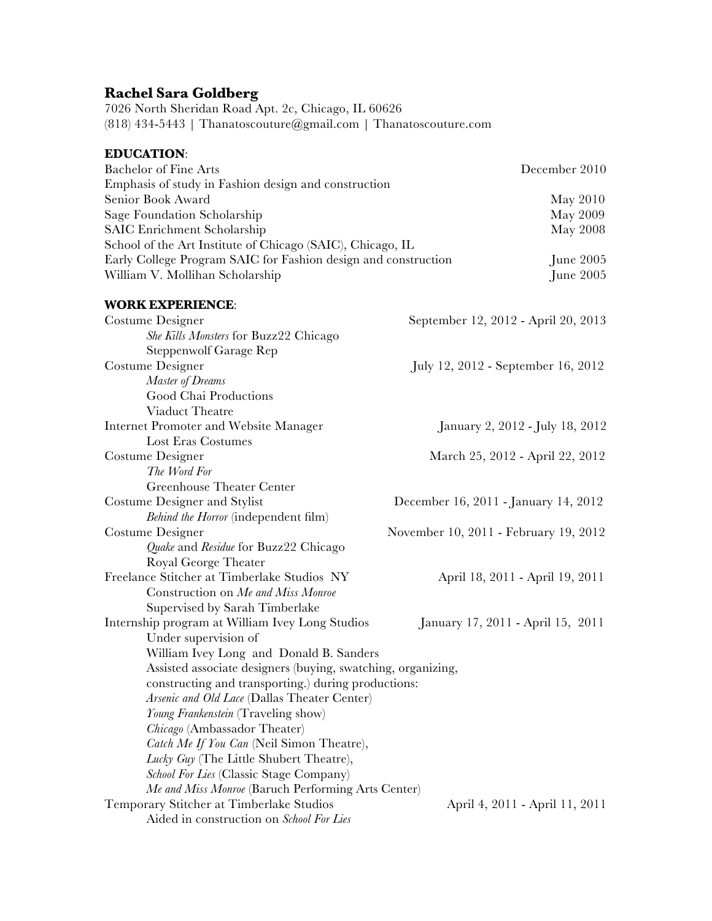# Rachel Sara Goldberg

7026 North Sheridan Road Apt. 2c, Chicago, IL 60626
(818) 434-5443 | Thanatoscouture@gmail.com | Thanatoscouture.com

## EDUCATION:

Bachelor of Fine Arts — December 2010
Emphasis of study in Fashion design and construction
Senior Book Award — May 2010
Sage Foundation Scholarship — May 2009
SAIC Enrichment Scholarship — May 2008
School of the Art Institute of Chicago (SAIC), Chicago, IL
Early College Program SAIC for Fashion design and construction — June 2005
William V. Mollihan Scholarship — June 2005

## WORK EXPERIENCE:

Costume Designer — September 12, 2012 - April 20, 2013
- *She Kills Monsters* for Buzz22 Chicago
- Steppenwolf Garage Rep

Costume Designer — July 12, 2012 - September 16, 2012
- *Master of Dreams*
- Good Chai Productions
- Viaduct Theatre

Internet Promoter and Website Manager — January 2, 2012 - July 18, 2012
- Lost Eras Costumes

Costume Designer — March 25, 2012 - April 22, 2012
- *The Word For*
- Greenhouse Theater Center

Costume Designer and Stylist — December 16, 2011 - January 14, 2012
- *Behind the Horror* (independent film)

Costume Designer — November 10, 2011 - February 19, 2012
- *Quake* and *Residue* for Buzz22 Chicago
- Royal George Theater

Freelance Stitcher at Timberlake Studios NY — April 18, 2011 - April 19, 2011
- Construction on *Me and Miss Monroe*
- Supervised by Sarah Timberlake

Internship program at William Ivey Long Studios — January 17, 2011 - April 15, 2011
- Under supervision of
- William Ivey Long and Donald B. Sanders
- Assisted associate designers (buying, swatching, organizing, constructing and transporting.) during productions:
  - *Arsenic and Old Lace* (Dallas Theater Center)
  - *Young Frankenstein* (Traveling show)
  - *Chicago* (Ambassador Theater)
  - *Catch Me If You Can* (Neil Simon Theatre),
  - *Lucky Guy* (The Little Shubert Theatre),
  - *School For Lies* (Classic Stage Company)
  - *Me and Miss Monroe* (Baruch Performing Arts Center)

Temporary Stitcher at Timberlake Studios — April 4, 2011 - April 11, 2011
- Aided in construction on *School For Lies*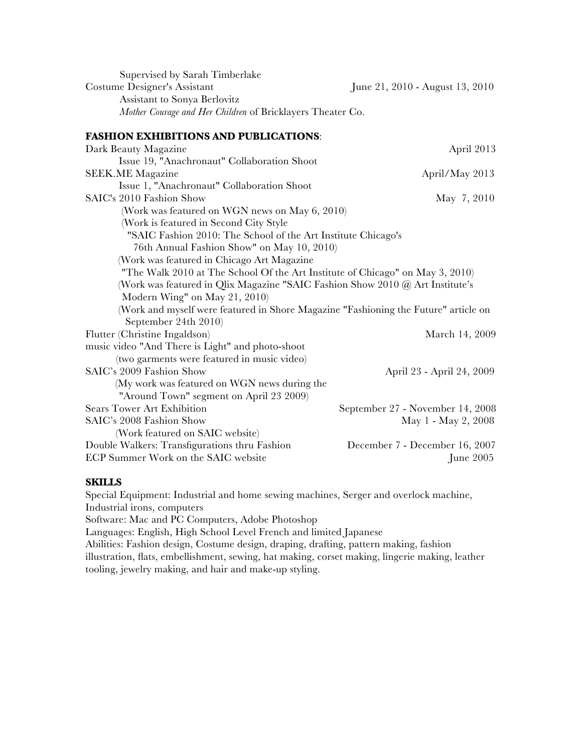Supervised by Sarah Timberlake

Costume Designer's Assistant — June 21, 2010 - August 13, 2010

Assistant to Sonya Berlovitz

*Mother Courage and Her Children* of Bricklayers Theater Co.

**FASHION EXHIBITIONS AND PUBLICATIONS**:

Dark Beauty Magazine — April 2013

Issue 19, "Anachronaut" Collaboration Shoot

SEEK.ME Magazine — April/May 2013

Issue 1, "Anachronaut" Collaboration Shoot

SAIC's 2010 Fashion Show — May 7, 2010

(Work was featured on WGN news on May 6, 2010)

(Work is featured in Second City Style "SAIC Fashion 2010: The School of the Art Institute Chicago's 76th Annual Fashion Show" on May 10, 2010)

(Work was featured in Chicago Art Magazine "The Walk 2010 at The School Of the Art Institute of Chicago" on May 3, 2010)

(Work was featured in Qlix Magazine "SAIC Fashion Show 2010 @ Art Institute's Modern Wing" on May 21, 2010)

(Work and myself were featured in Shore Magazine "Fashioning the Future" article on September 24th 2010)

Flutter (Christine Ingaldson) — March 14, 2009

music video "And There is Light" and photo-shoot

(two garments were featured in music video)

SAIC's 2009 Fashion Show — April 23 - April 24, 2009

(My work was featured on WGN news during the "Around Town" segment on April 23 2009)

Sears Tower Art Exhibition — September 27 - November 14, 2008

SAIC's 2008 Fashion Show — May 1 - May 2, 2008

(Work featured on SAIC website)

Double Walkers: Transfigurations thru Fashion — December 7 - December 16, 2007

ECP Summer Work on the SAIC website — June 2005

**SKILLS**

Special Equipment: Industrial and home sewing machines, Serger and overlock machine, Industrial irons, computers

Software: Mac and PC Computers, Adobe Photoshop

Languages: English, High School Level French and limited Japanese

Abilities: Fashion design, Costume design, draping, drafting, pattern making, fashion illustration, flats, embellishment, sewing, hat making, corset making, lingerie making, leather tooling, jewelry making, and hair and make-up styling.